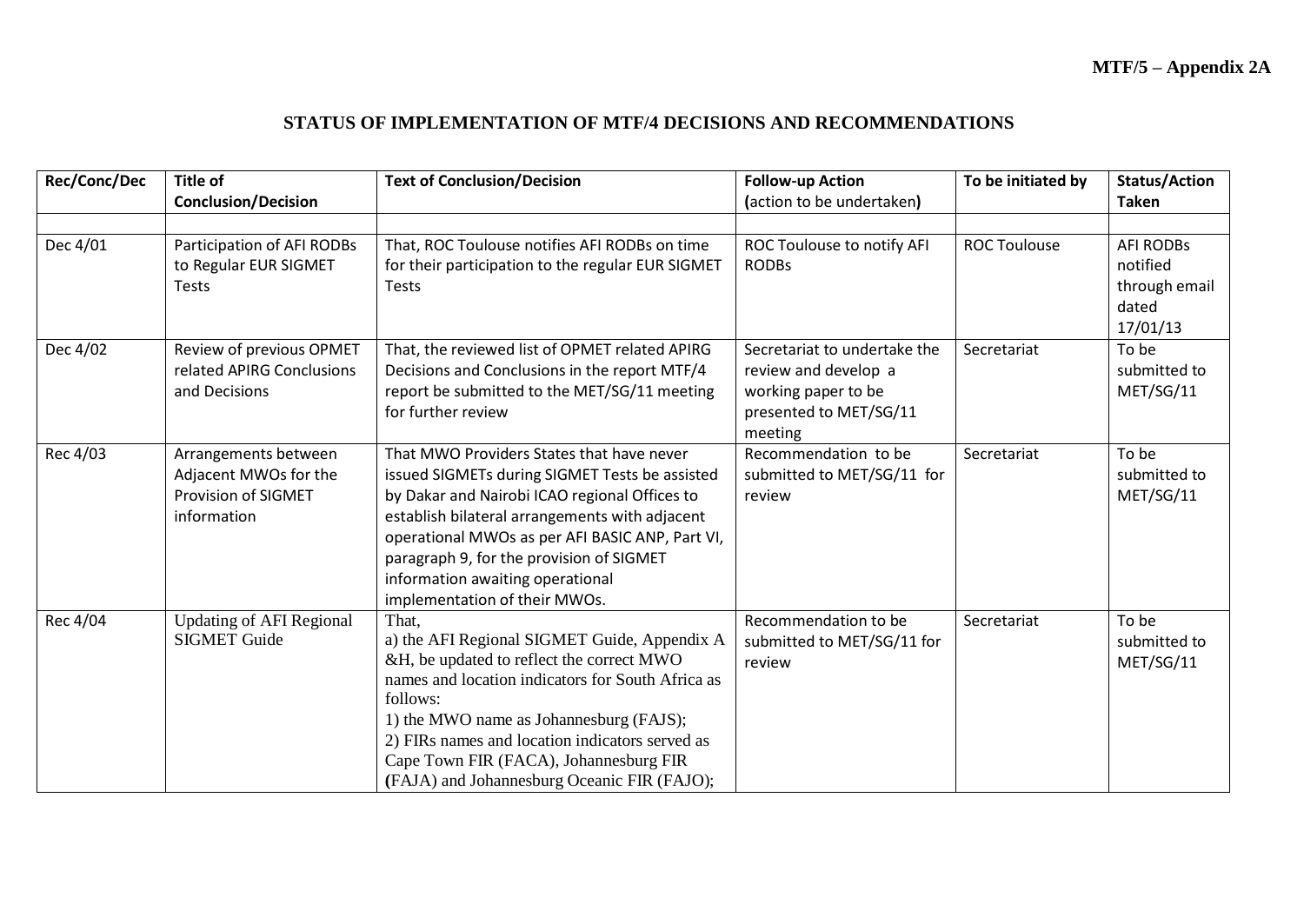**MTF/5 – Appendix 2A**

## STATUS OF IMPLEMENTATION OF MTF/4 DECISIONS AND RECOMMENDATIONS

| Rec/Conc/Dec | Title of Conclusion/Decision | Text of Conclusion/Decision | Follow-up Action (action to be undertaken) | To be initiated by | Status/Action Taken |
|---|---|---|---|---|---|
| | | | | | |
| Dec 4/01 | Participation of AFI RODBs to Regular EUR SIGMET Tests | That, ROC Toulouse notifies AFI RODBs on time for their participation to the regular EUR SIGMET Tests | ROC Toulouse to notify AFI RODBs | ROC Toulouse | AFI RODBs notified through email dated 17/01/13 |
| Dec 4/02 | Review of previous OPMET related APIRG Conclusions and Decisions | That, the reviewed list of OPMET related APIRG Decisions and Conclusions in the report MTF/4 report be submitted to the MET/SG/11 meeting for further review | Secretariat to undertake the review and develop a working paper to be presented to MET/SG/11 meeting | Secretariat | To be submitted to MET/SG/11 |
| Rec 4/03 | Arrangements between Adjacent MWOs for the Provision of SIGMET information | That MWO Providers States that have never issued SIGMETs during SIGMET Tests be assisted by Dakar and Nairobi ICAO regional Offices to establish bilateral arrangements with adjacent operational MWOs as per AFI BASIC ANP, Part VI, paragraph 9, for the provision of SIGMET information awaiting operational implementation of their MWOs. | Recommendation to be submitted to MET/SG/11 for review | Secretariat | To be submitted to MET/SG/11 |
| Rec 4/04 | Updating of AFI Regional SIGMET Guide | That,<br>a) the AFI Regional SIGMET Guide, Appendix A &H, be updated to reflect the correct MWO names and location indicators for South Africa as follows:<br>1) the MWO name as Johannesburg (FAJS);<br>2) FIRs names and location indicators served as Cape Town FIR (FACA), Johannesburg FIR (FAJA) and Johannesburg Oceanic FIR (FAJO); | Recommendation to be submitted to MET/SG/11 for review | Secretariat | To be submitted to MET/SG/11 |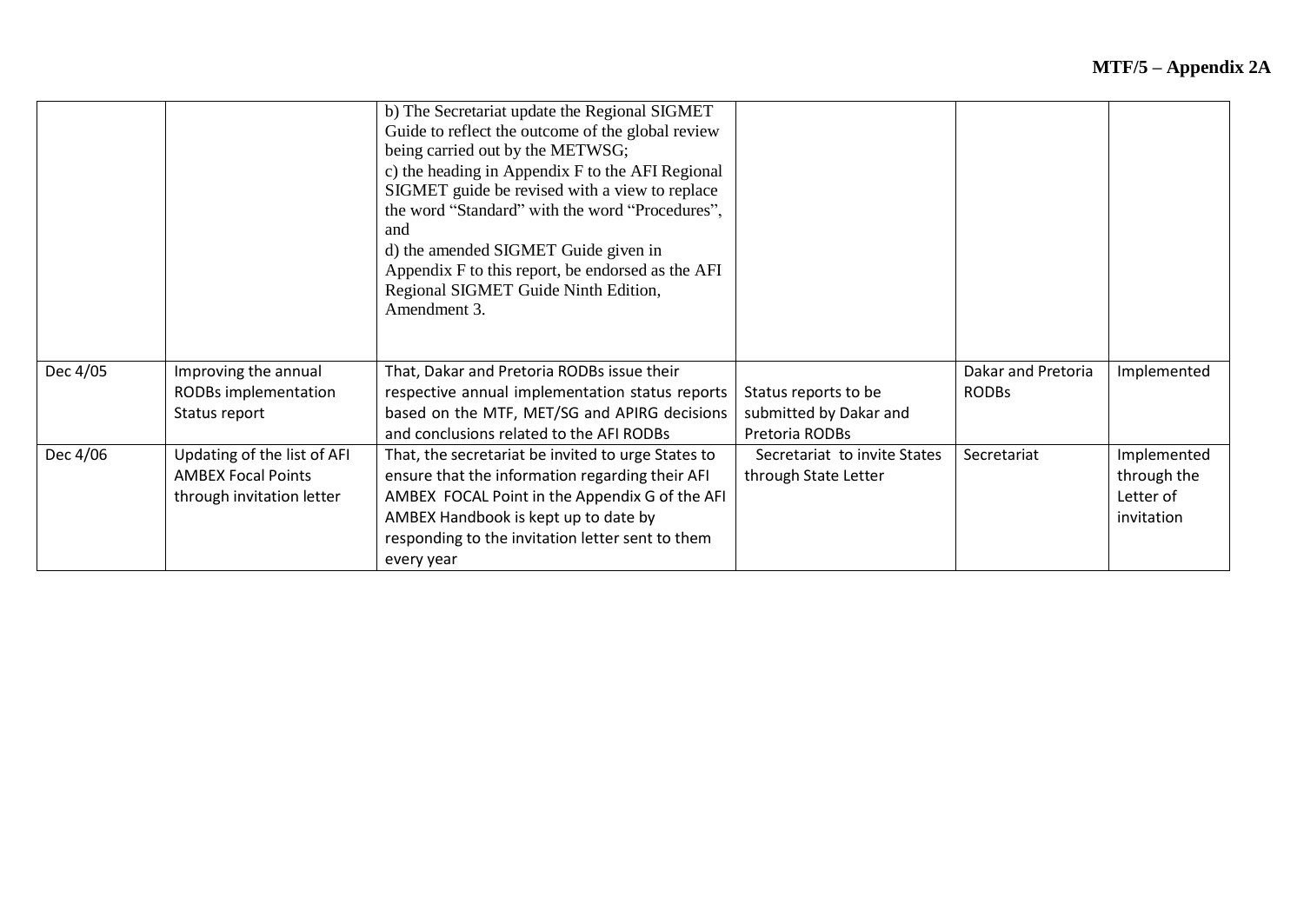| | | | | | |
|---|---|---|---|---|---|
| | | b) The Secretariat update the Regional SIGMET Guide to reflect the outcome of the global review being carried out by the METWSG;<br>c) the heading in Appendix F to the AFI Regional SIGMET guide be revised with a view to replace the word "Standard" with the word "Procedures", and<br>d) the amended SIGMET Guide given in Appendix F to this report, be endorsed as the AFI Regional SIGMET Guide Ninth Edition, Amendment 3. | | | |
| Dec 4/05 | Improving the annual RODBs implementation Status report | That, Dakar and Pretoria RODBs issue their respective annual implementation status reports based on the MTF, MET/SG and APIRG decisions and conclusions related to the AFI RODBs | Status reports to be submitted by Dakar and Pretoria RODBs | Dakar and Pretoria RODBs | Implemented |
| Dec 4/06 | Updating of the list of AFI AMBEX Focal Points through invitation letter | That, the secretariat be invited to urge States to ensure that the information regarding their AFI AMBEX FOCAL Point in the Appendix G of the AFI AMBEX Handbook is kept up to date by responding to the invitation letter sent to them every year | Secretariat to invite States through State Letter | Secretariat | Implemented through the Letter of invitation |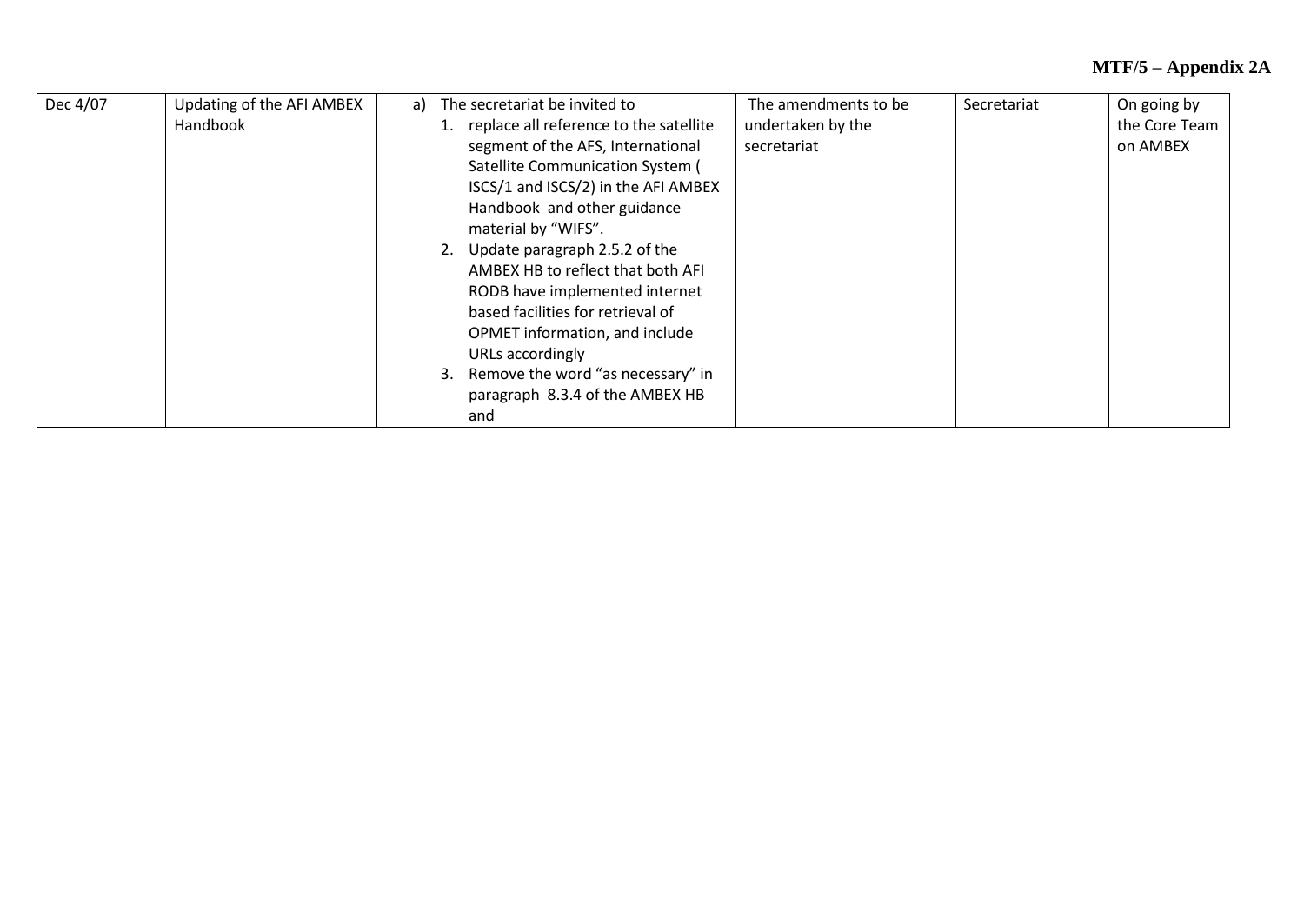| | | | | | |
|---|---|---|---|---|---|
| Dec 4/07 | Updating of the AFI AMBEX Handbook | a) The secretariat be invited to<br>1. replace all reference to the satellite segment of the AFS, International Satellite Communication System ( ISCS/1 and ISCS/2) in the AFI AMBEX Handbook and other guidance material by "WIFS".<br>2. Update paragraph 2.5.2 of the AMBEX HB to reflect that both AFI RODB have implemented internet based facilities for retrieval of OPMET information, and include URLs accordingly<br>3. Remove the word "as necessary" in paragraph 8.3.4 of the AMBEX HB and | The amendments to be undertaken by the secretariat | Secretariat | On going by the Core Team on AMBEX |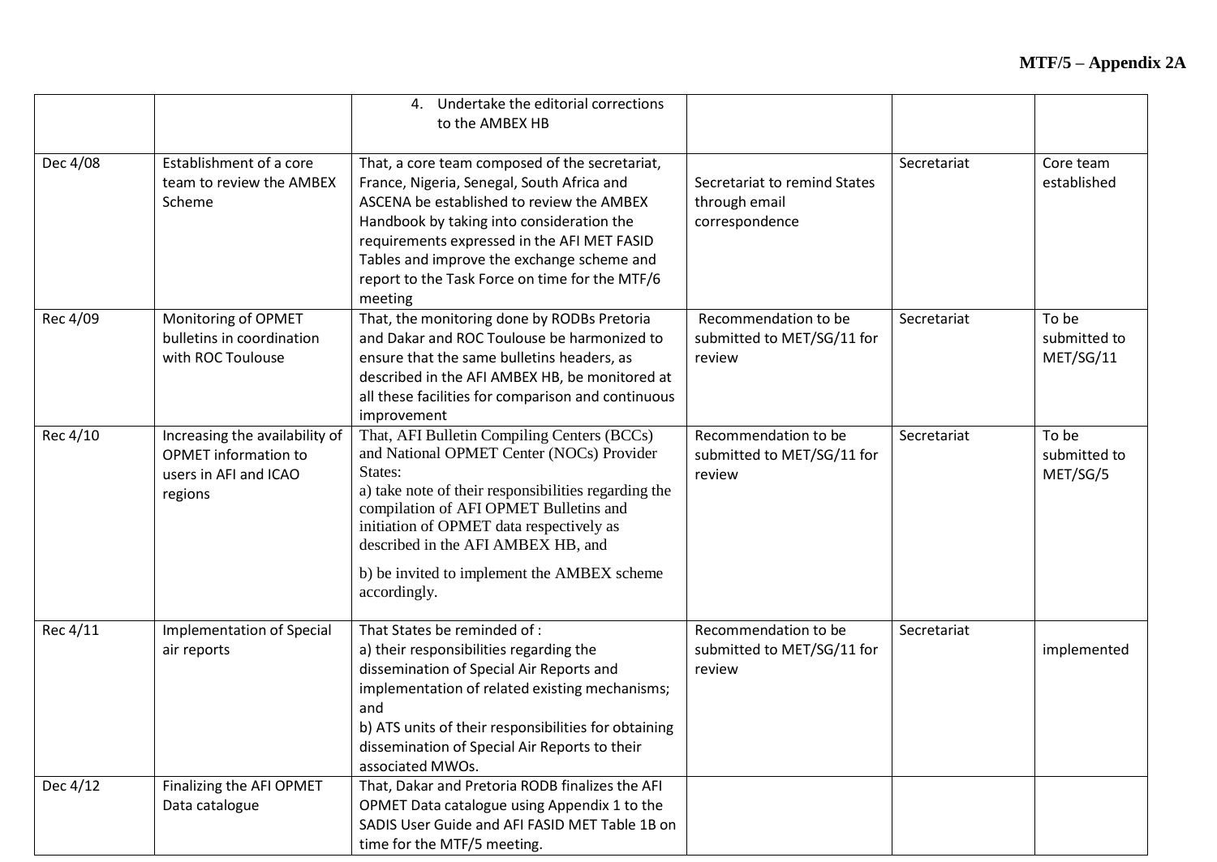| | | | | | |
|---|---|---|---|---|---|
| | | 4. Undertake the editorial corrections to the AMBEX HB | | | |
| Dec 4/08 | Establishment of a core team to review the AMBEX Scheme | That, a core team composed of the secretariat, France, Nigeria, Senegal, South Africa and ASCENA be established to review the AMBEX Handbook by taking into consideration the requirements expressed in the AFI MET FASID Tables and improve the exchange scheme and report to the Task Force on time for the MTF/6 meeting | Secretariat to remind States through email correspondence | Secretariat | Core team established |
| Rec 4/09 | Monitoring of OPMET bulletins in coordination with ROC Toulouse | That, the monitoring done by RODBs Pretoria and Dakar and ROC Toulouse be harmonized to ensure that the same bulletins headers, as described in the AFI AMBEX HB, be monitored at all these facilities for comparison and continuous improvement | Recommendation to be submitted to MET/SG/11 for review | Secretariat | To be submitted to MET/SG/11 |
| Rec 4/10 | Increasing the availability of OPMET information to users in AFI and ICAO regions | That, AFI Bulletin Compiling Centers (BCCs) and National OPMET Center (NOCs) Provider States:<br>a) take note of their responsibilities regarding the compilation of AFI OPMET Bulletins and initiation of OPMET data respectively as described in the AFI AMBEX HB, and<br>b) be invited to implement the AMBEX scheme accordingly. | Recommendation to be submitted to MET/SG/11 for review | Secretariat | To be submitted to MET/SG/5 |
| Rec 4/11 | Implementation of Special air reports | That States be reminded of :<br>a) their responsibilities regarding the dissemination of Special Air Reports and implementation of related existing mechanisms; and<br>b) ATS units of their responsibilities for obtaining dissemination of Special Air Reports to their associated MWOs. | Recommendation to be submitted to MET/SG/11 for review | Secretariat | implemented |
| Dec 4/12 | Finalizing the AFI OPMET Data catalogue | That, Dakar and Pretoria RODB finalizes the AFI OPMET Data catalogue using Appendix 1 to the SADIS User Guide and AFI FASID MET Table 1B on time for the MTF/5 meeting. | | | |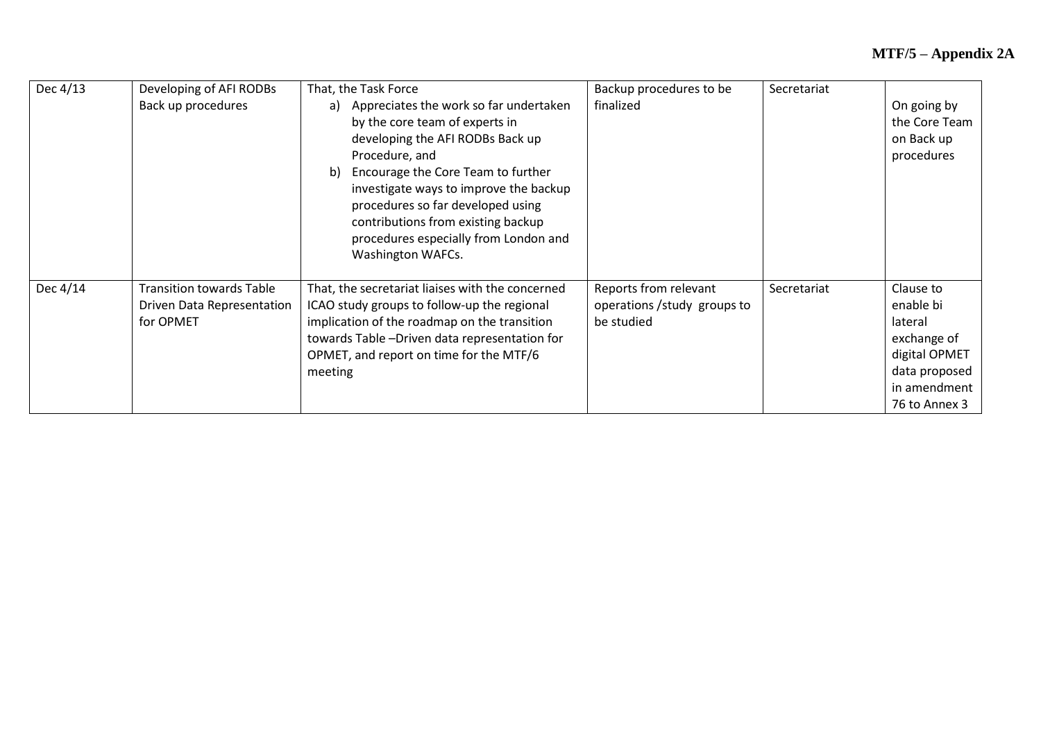| | | | | | |
|---|---|---|---|---|---|
| Dec 4/13 | Developing of AFI RODBs Back up procedures | That, the Task Force<br>a) Appreciates the work so far undertaken by the core team of experts in developing the AFI RODBs Back up Procedure, and<br>b) Encourage the Core Team to further investigate ways to improve the backup procedures so far developed using contributions from existing backup procedures especially from London and Washington WAFCs. | Backup procedures to be finalized | Secretariat | On going by the Core Team on Back up procedures |
| Dec 4/14 | Transition towards Table Driven Data Representation for OPMET | That, the secretariat liaises with the concerned ICAO study groups to follow-up the regional implication of the roadmap on the transition towards Table –Driven data representation for OPMET, and report on time for the MTF/6 meeting | Reports from relevant operations /study groups to be studied | Secretariat | Clause to enable bi lateral exchange of digital OPMET data proposed in amendment 76 to Annex 3 |